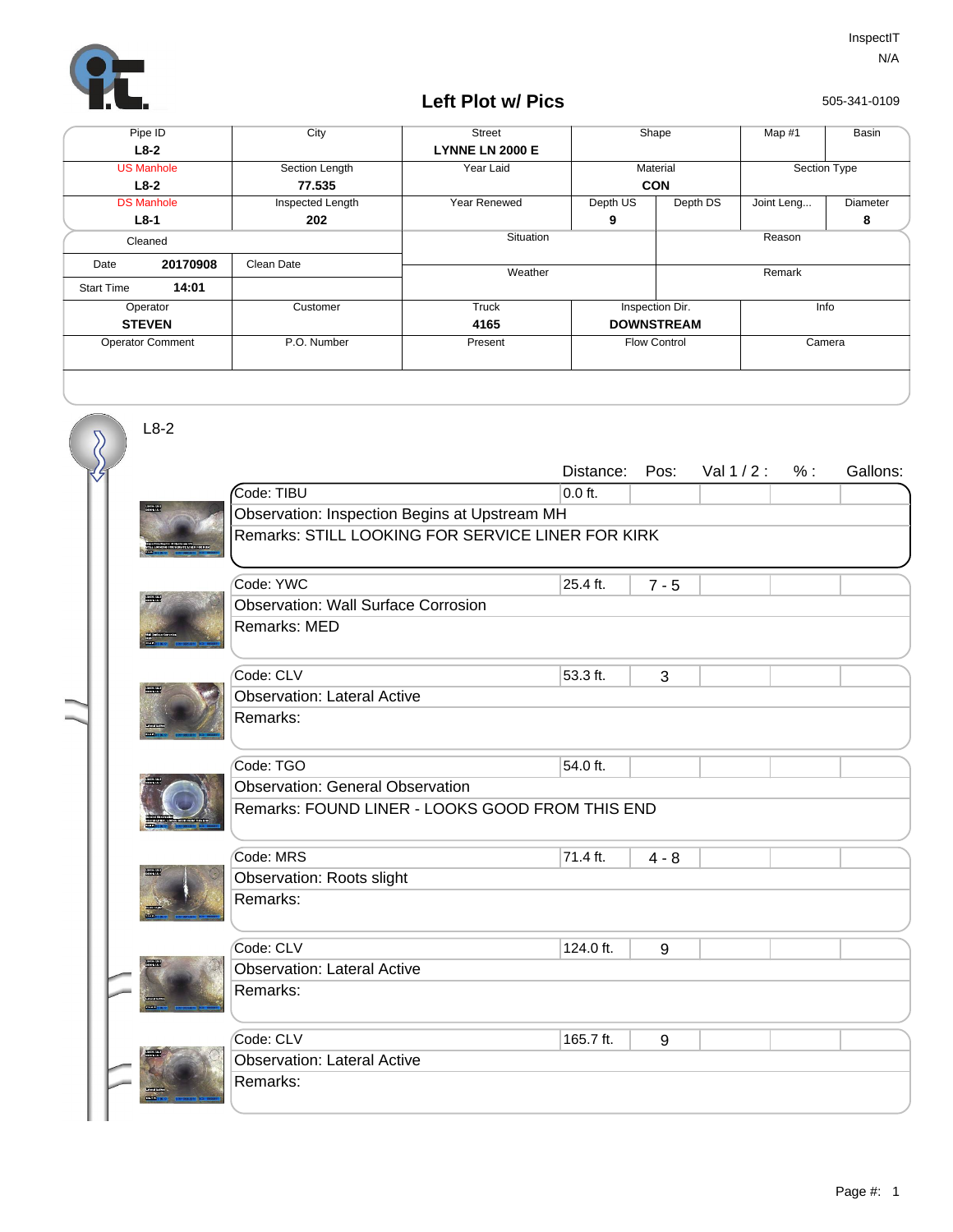InspectIT
N/A
505-341-0109

# Left Plot w/ Pics

| Pipe ID | City | Street | Shape | | Map #1 | Basin |
|---|---|---|---|---|---|---|
| **L8-2** | | **LYNNE LN 2000 E** | | | | |
| US Manhole | Section Length | Year Laid | Material | | Section Type | |
| **L8-2** | **77.535** | | **CON** | | | |
| DS Manhole | Inspected Length | Year Renewed | Depth US | Depth DS | Joint Leng... | Diameter |
| **L8-1** | **202** | | **9** | | | **8** |

| Cleaned | | Situation | Reason |
|---|---|---|---|
| Date **20170908** | Clean Date | Weather | Remark |
| Start Time **14:01** | | | |

| Operator | Customer | Truck | Inspection Dir. | Info |
|---|---|---|---|---|
| **STEVEN** | | **4165** | **DOWNSTREAM** | |
| Operator Comment | P.O. Number | Present | Flow Control | Camera |

L8-2

| Code | Observation | Remarks | Distance: | Pos: | Val 1 / 2 : | % : | Gallons: |
|---|---|---|---|---|---|---|---|
| TIBU | Inspection Begins at Upstream MH | STILL LOOKING FOR SERVICE LINER FOR KIRK | 0.0 ft. | | | | |
| YWC | Wall Surface Corrosion | MED | 25.4 ft. | 7 - 5 | | | |
| CLV | Lateral Active | | 53.3 ft. | 3 | | | |
| TGO | General Observation | FOUND LINER - LOOKS GOOD FROM THIS END | 54.0 ft. | | | | |
| MRS | Roots slight | | 71.4 ft. | 4 - 8 | | | |
| CLV | Lateral Active | | 124.0 ft. | 9 | | | |
| CLV | Lateral Active | | 165.7 ft. | 9 | | | |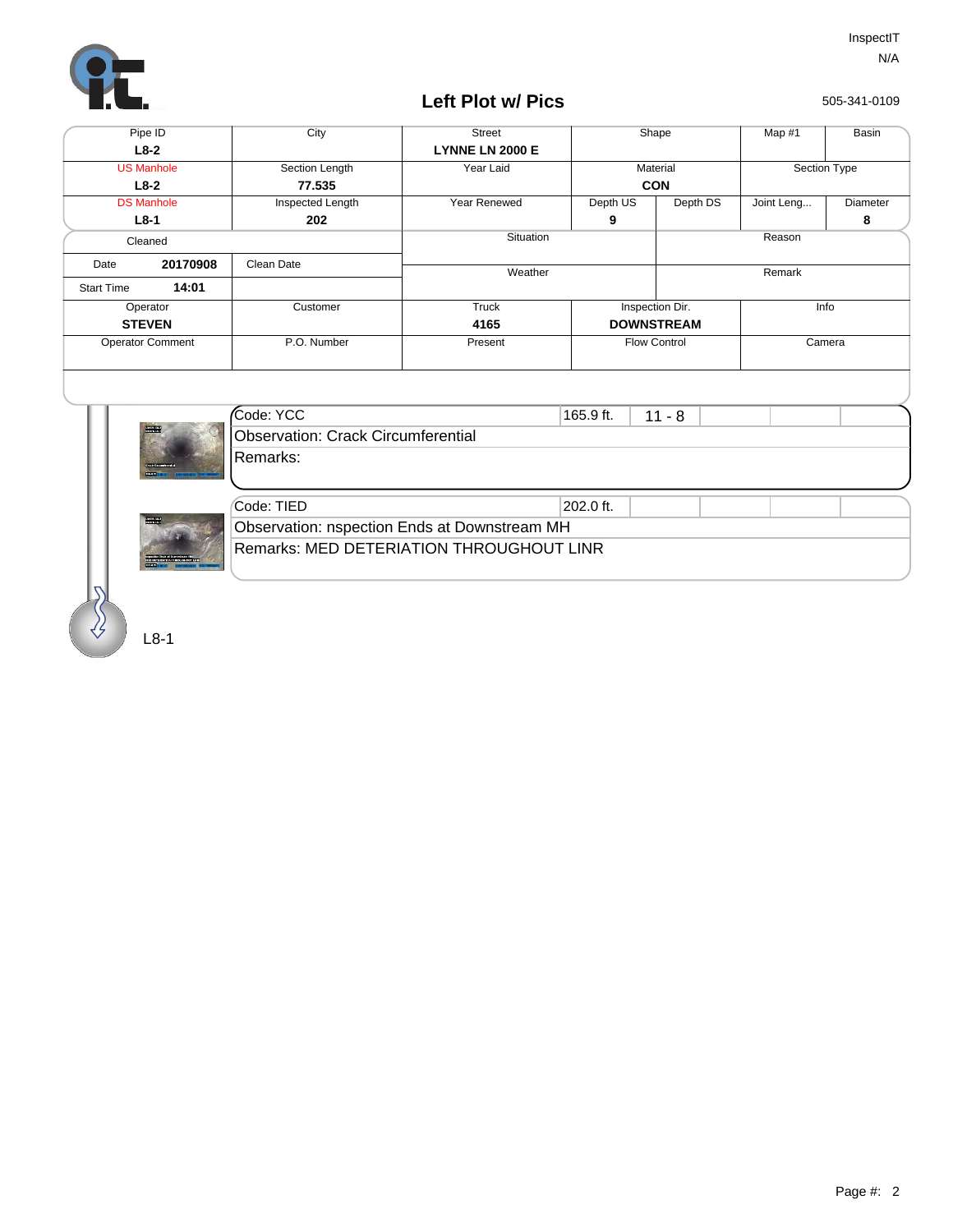InspectIT
N/A

505-341-0109

# Left Plot w/ Pics

| Pipe ID | City | Street | Shape | | Map #1 | Basin |
|---|---|---|---|---|---|---|
| **L8-2** | | **LYNNE LN 2000 E** | | | | |
| US Manhole | Section Length | Year Laid | Material | | Section Type | |
| **L8-2** | **77.535** | | **CON** | | | |
| DS Manhole | Inspected Length | Year Renewed | Depth US | Depth DS | Joint Leng... | Diameter |
| **L8-1** | **202** | | **9** | | | **8** |

| Cleaned | | Situation | Reason |
|---|---|---|---|
| Date **20170908** | Clean Date | Weather | Remark |
| Start Time **14:01** | | | |

| Operator | Customer | Truck | Inspection Dir. | Info |
|---|---|---|---|---|
| **STEVEN** | | **4165** | **DOWNSTREAM** | |
| Operator Comment | P.O. Number | Present | Flow Control | Camera |

| Code: YCC | 165.9 ft. | 11 - 8 |
|---|---|---|
| Observation: Crack Circumferential | | |
| Remarks: | | |

| Code: TIED | 202.0 ft. |
|---|---|
| Observation: nspection Ends at Downstream MH | |
| Remarks: MED DETERIATION THROUGHOUT LINR | |

L8-1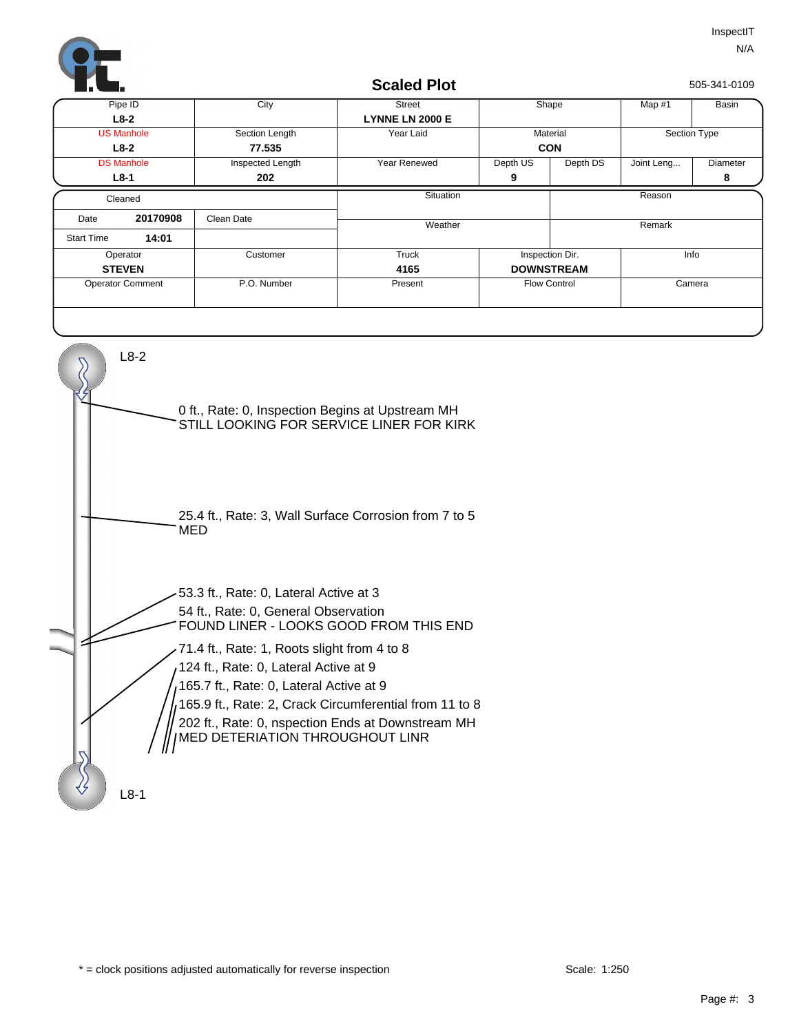InspectIT
N/A

# Scaled Plot

505-341-0109

| Pipe ID | City | Street | Shape | | Map #1 | Basin |
|---|---|---|---|---|---|---|
| **L8-2** | | **LYNNE LN 2000 E** | | | | |
| US Manhole | Section Length | Year Laid | Material | | Section Type | |
| **L8-2** | **77.535** | | **CON** | | | |
| DS Manhole | Inspected Length | Year Renewed | Depth US | Depth DS | Joint Leng... | Diameter |
| **L8-1** | **202** | | **9** | | | **8** |

| Cleaned | | Situation | Reason |
|---|---|---|---|
| Date **20170908** | Clean Date | Weather | Remark |
| Start Time **14:01** | | | |

| Operator | Customer | Truck | Inspection Dir. | Info |
|---|---|---|---|---|
| **STEVEN** | | **4165** | **DOWNSTREAM** | |
| Operator Comment | P.O. Number | Present | Flow Control | Camera |

L8-2

0 ft., Rate: 0, Inspection Begins at Upstream MH
STILL LOOKING FOR SERVICE LINER FOR KIRK

25.4 ft., Rate: 3, Wall Surface Corrosion from 7 to 5
MED

53.3 ft., Rate: 0, Lateral Active at 3

54 ft., Rate: 0, General Observation
FOUND LINER - LOOKS GOOD FROM THIS END

71.4 ft., Rate: 1, Roots slight from 4 to 8

124 ft., Rate: 0, Lateral Active at 9

165.7 ft., Rate: 0, Lateral Active at 9

165.9 ft., Rate: 2, Crack Circumferential from 11 to 8

202 ft., Rate: 0, nspection Ends at Downstream MH
MED DETERIATION THROUGHOUT LINR

L8-1

* = clock positions adjusted automatically for reverse inspection

Scale: 1:250